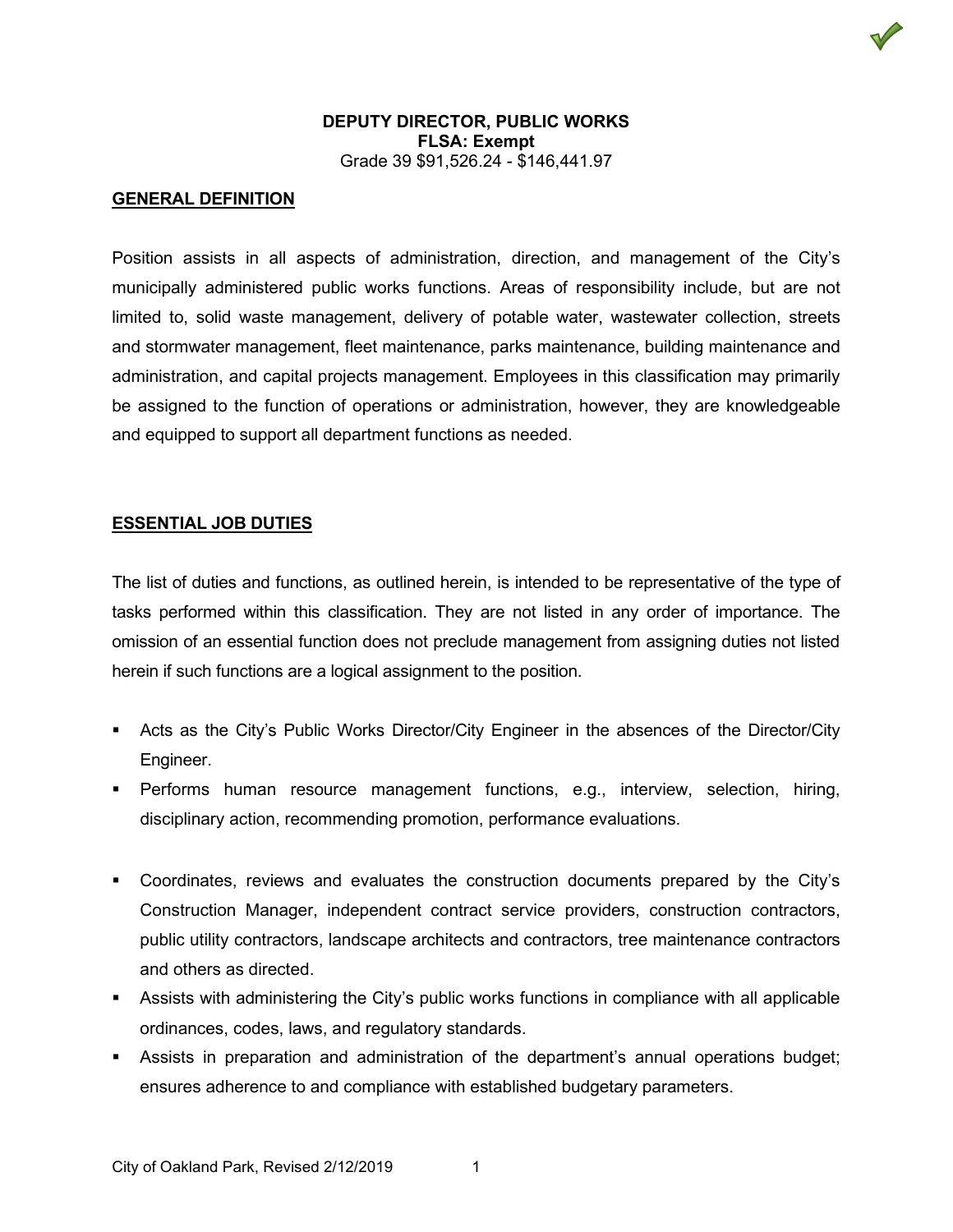**DEPUTY DIRECTOR, PUBLIC WORKS**
**FLSA: Exempt**
Grade 39 $91,526.24 - $146,441.97

## GENERAL DEFINITION

Position assists in all aspects of administration, direction, and management of the City's municipally administered public works functions. Areas of responsibility include, but are not limited to, solid waste management, delivery of potable water, wastewater collection, streets and stormwater management, fleet maintenance, parks maintenance, building maintenance and administration, and capital projects management. Employees in this classification may primarily be assigned to the function of operations or administration, however, they are knowledgeable and equipped to support all department functions as needed.

## ESSENTIAL JOB DUTIES

The list of duties and functions, as outlined herein, is intended to be representative of the type of tasks performed within this classification. They are not listed in any order of importance. The omission of an essential function does not preclude management from assigning duties not listed herein if such functions are a logical assignment to the position.

- Acts as the City's Public Works Director/City Engineer in the absences of the Director/City Engineer.
- Performs human resource management functions, e.g., interview, selection, hiring, disciplinary action, recommending promotion, performance evaluations.
- Coordinates, reviews and evaluates the construction documents prepared by the City's Construction Manager, independent contract service providers, construction contractors, public utility contractors, landscape architects and contractors, tree maintenance contractors and others as directed.
- Assists with administering the City's public works functions in compliance with all applicable ordinances, codes, laws, and regulatory standards.
- Assists in preparation and administration of the department's annual operations budget; ensures adherence to and compliance with established budgetary parameters.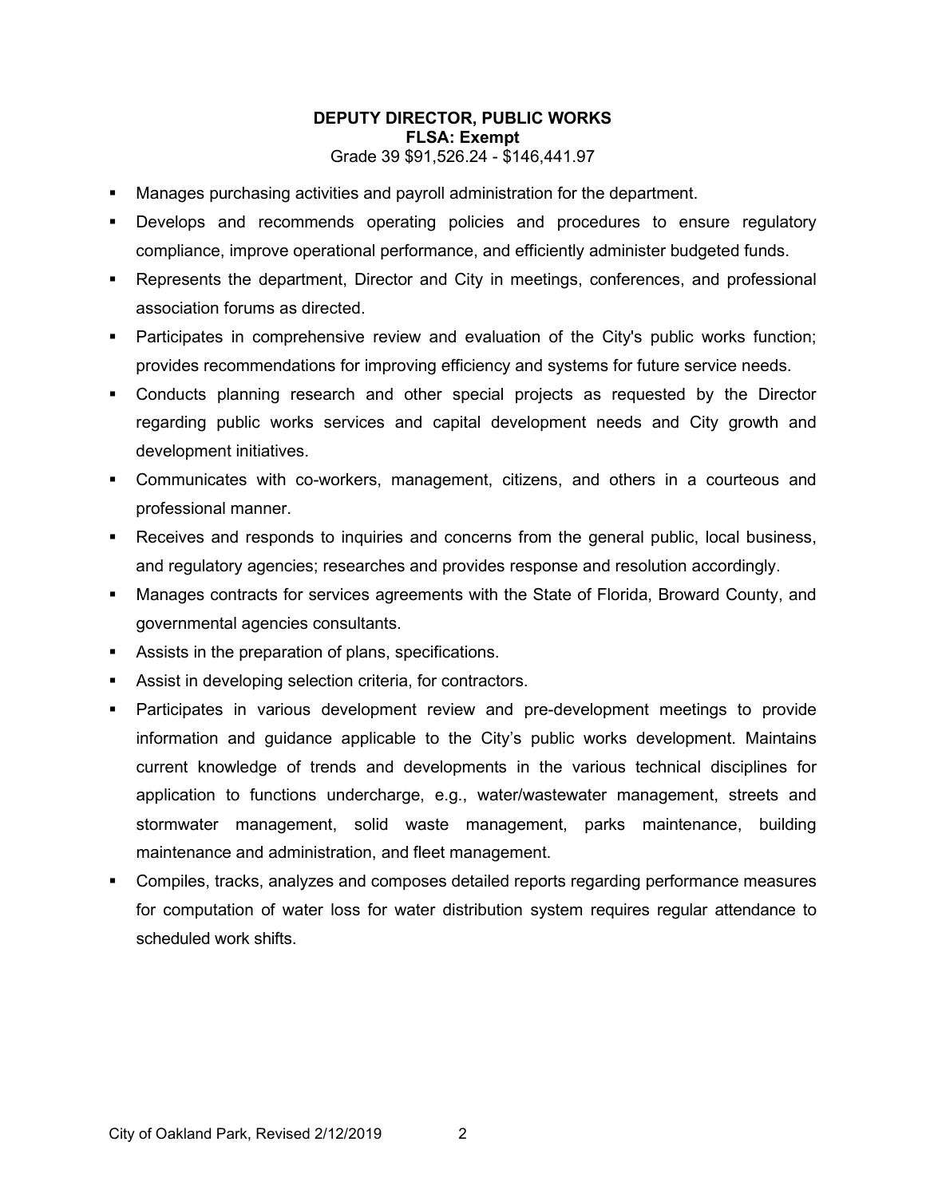**DEPUTY DIRECTOR, PUBLIC WORKS**
**FLSA: Exempt**
Grade 39 $91,526.24 - $146,441.97

- Manages purchasing activities and payroll administration for the department.
- Develops and recommends operating policies and procedures to ensure regulatory compliance, improve operational performance, and efficiently administer budgeted funds.
- Represents the department, Director and City in meetings, conferences, and professional association forums as directed.
- Participates in comprehensive review and evaluation of the City's public works function; provides recommendations for improving efficiency and systems for future service needs.
- Conducts planning research and other special projects as requested by the Director regarding public works services and capital development needs and City growth and development initiatives.
- Communicates with co-workers, management, citizens, and others in a courteous and professional manner.
- Receives and responds to inquiries and concerns from the general public, local business, and regulatory agencies; researches and provides response and resolution accordingly.
- Manages contracts for services agreements with the State of Florida, Broward County, and governmental agencies consultants.
- Assists in the preparation of plans, specifications.
- Assist in developing selection criteria, for contractors.
- Participates in various development review and pre-development meetings to provide information and guidance applicable to the City's public works development. Maintains current knowledge of trends and developments in the various technical disciplines for application to functions undercharge, e.g., water/wastewater management, streets and stormwater management, solid waste management, parks maintenance, building maintenance and administration, and fleet management.
- Compiles, tracks, analyzes and composes detailed reports regarding performance measures for computation of water loss for water distribution system requires regular attendance to scheduled work shifts.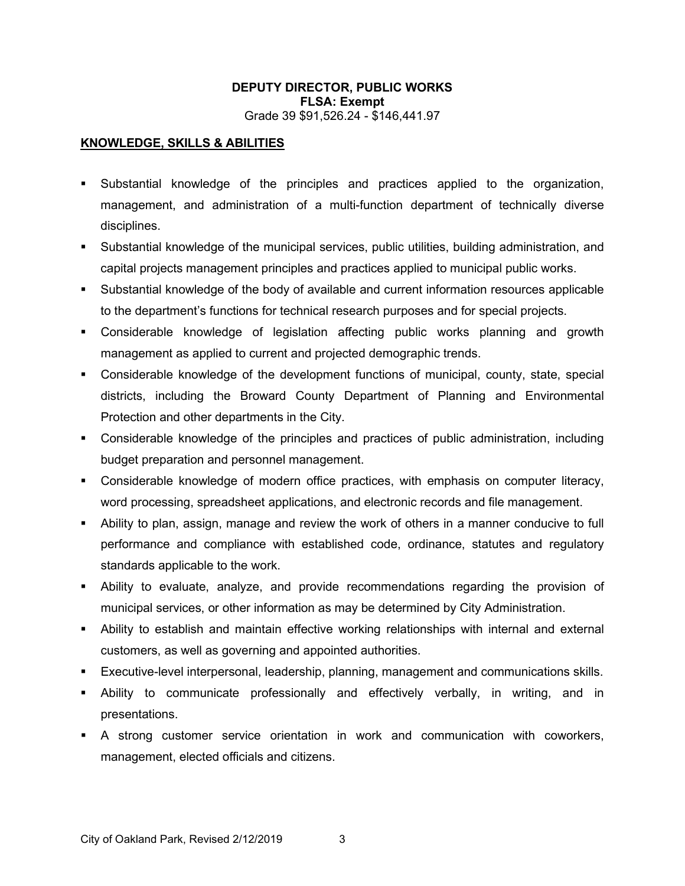**DEPUTY DIRECTOR, PUBLIC WORKS**
**FLSA: Exempt**
Grade 39 $91,526.24 - $146,441.97

## KNOWLEDGE, SKILLS & ABILITIES

- Substantial knowledge of the principles and practices applied to the organization, management, and administration of a multi-function department of technically diverse disciplines.
- Substantial knowledge of the municipal services, public utilities, building administration, and capital projects management principles and practices applied to municipal public works.
- Substantial knowledge of the body of available and current information resources applicable to the department's functions for technical research purposes and for special projects.
- Considerable knowledge of legislation affecting public works planning and growth management as applied to current and projected demographic trends.
- Considerable knowledge of the development functions of municipal, county, state, special districts, including the Broward County Department of Planning and Environmental Protection and other departments in the City.
- Considerable knowledge of the principles and practices of public administration, including budget preparation and personnel management.
- Considerable knowledge of modern office practices, with emphasis on computer literacy, word processing, spreadsheet applications, and electronic records and file management.
- Ability to plan, assign, manage and review the work of others in a manner conducive to full performance and compliance with established code, ordinance, statutes and regulatory standards applicable to the work.
- Ability to evaluate, analyze, and provide recommendations regarding the provision of municipal services, or other information as may be determined by City Administration.
- Ability to establish and maintain effective working relationships with internal and external customers, as well as governing and appointed authorities.
- Executive-level interpersonal, leadership, planning, management and communications skills.
- Ability to communicate professionally and effectively verbally, in writing, and in presentations.
- A strong customer service orientation in work and communication with coworkers, management, elected officials and citizens.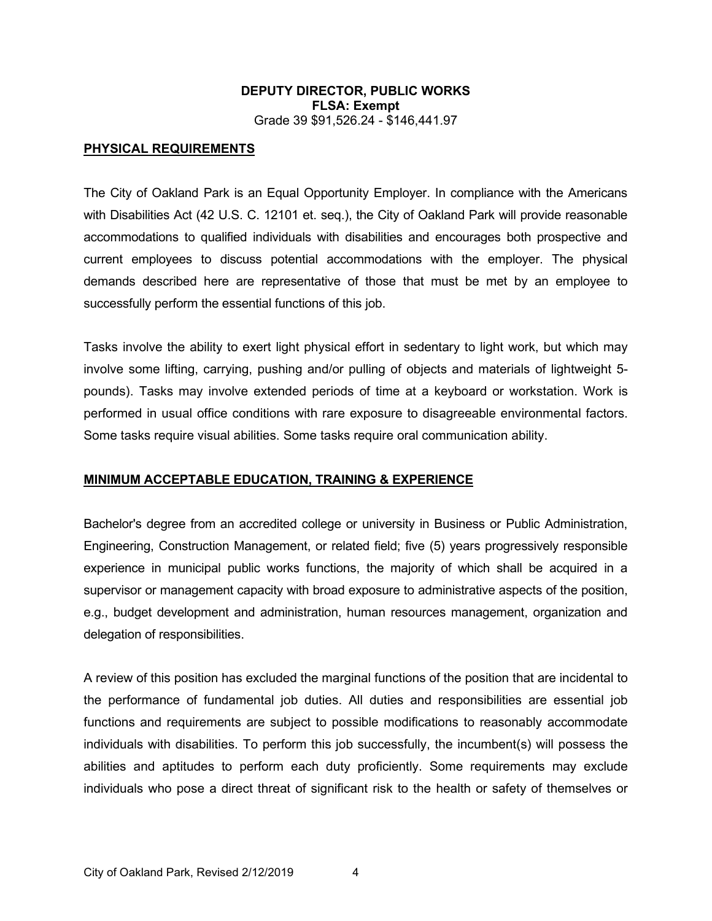**DEPUTY DIRECTOR, PUBLIC WORKS**
**FLSA: Exempt**
Grade 39 $91,526.24 - $146,441.97

## PHYSICAL REQUIREMENTS

The City of Oakland Park is an Equal Opportunity Employer. In compliance with the Americans with Disabilities Act (42 U.S. C. 12101 et. seq.), the City of Oakland Park will provide reasonable accommodations to qualified individuals with disabilities and encourages both prospective and current employees to discuss potential accommodations with the employer. The physical demands described here are representative of those that must be met by an employee to successfully perform the essential functions of this job.

Tasks involve the ability to exert light physical effort in sedentary to light work, but which may involve some lifting, carrying, pushing and/or pulling of objects and materials of lightweight 5-pounds). Tasks may involve extended periods of time at a keyboard or workstation. Work is performed in usual office conditions with rare exposure to disagreeable environmental factors. Some tasks require visual abilities. Some tasks require oral communication ability.

## MINIMUM ACCEPTABLE EDUCATION, TRAINING & EXPERIENCE

Bachelor's degree from an accredited college or university in Business or Public Administration, Engineering, Construction Management, or related field; five (5) years progressively responsible experience in municipal public works functions, the majority of which shall be acquired in a supervisor or management capacity with broad exposure to administrative aspects of the position, e.g., budget development and administration, human resources management, organization and delegation of responsibilities.

A review of this position has excluded the marginal functions of the position that are incidental to the performance of fundamental job duties. All duties and responsibilities are essential job functions and requirements are subject to possible modifications to reasonably accommodate individuals with disabilities. To perform this job successfully, the incumbent(s) will possess the abilities and aptitudes to perform each duty proficiently. Some requirements may exclude individuals who pose a direct threat of significant risk to the health or safety of themselves or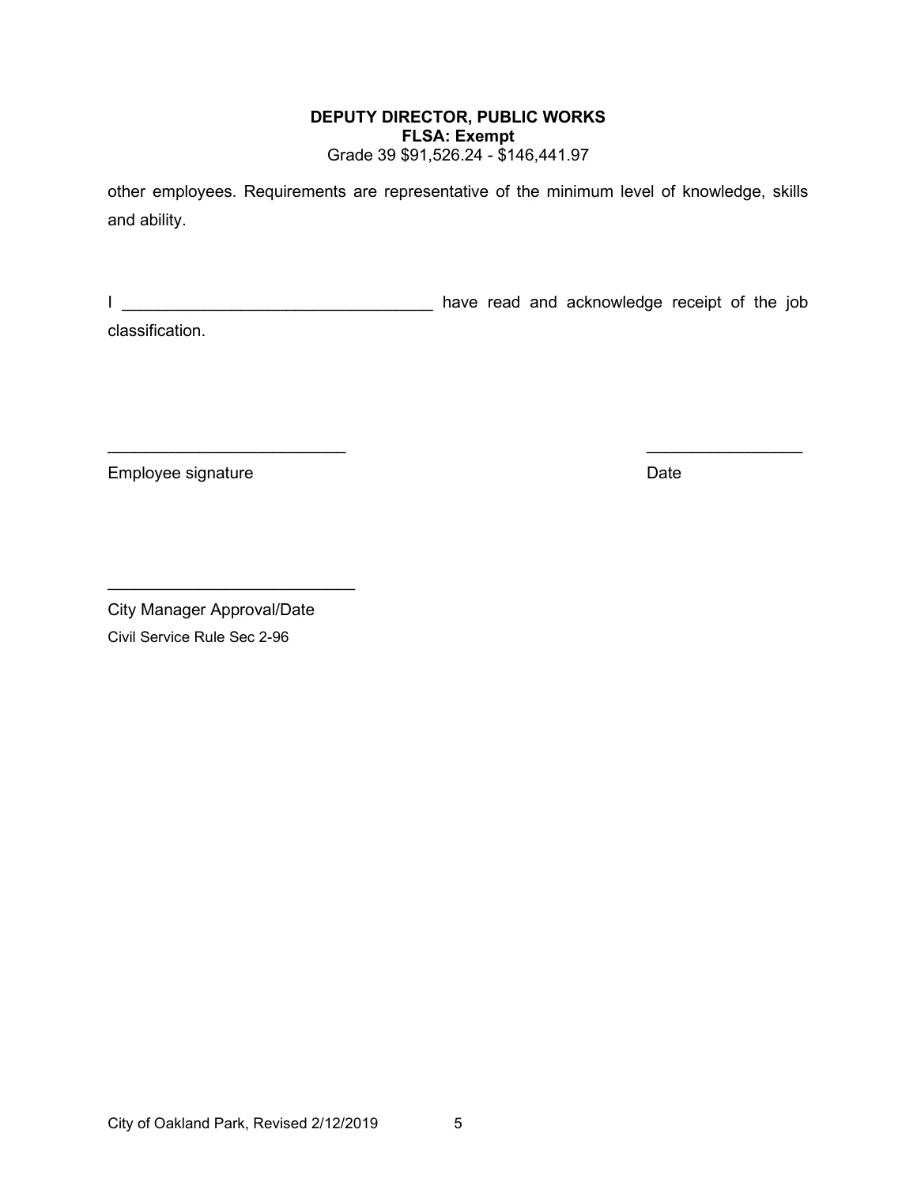other employees. Requirements are representative of the minimum level of knowledge, skills and ability.

I ________________________________ have read and acknowledge receipt of the job classification.

_________________________ _________________

Employee signature Date

__________________________

City Manager Approval/Date

Civil Service Rule Sec 2-96